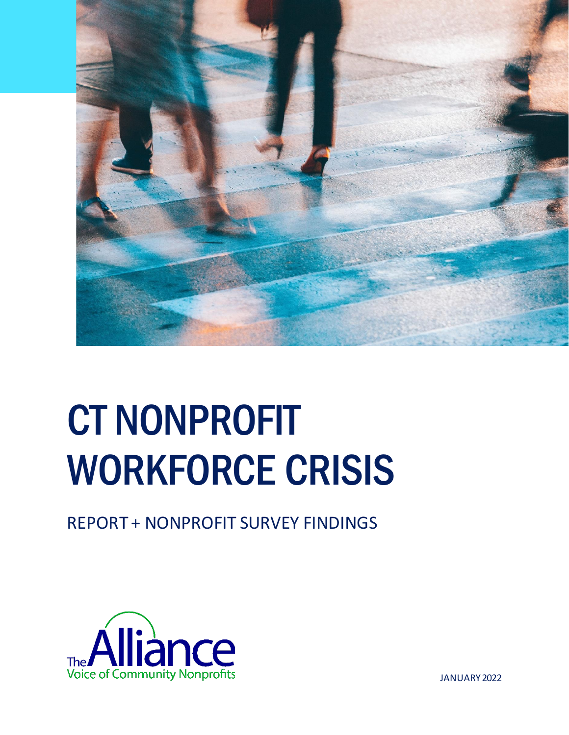# CT NONPROFIT WORKFORCE CRISIS

REPORT + NONPROFIT SURVEY FINDINGS

The Alliance
Voice of Community Nonprofits

JANUARY 2022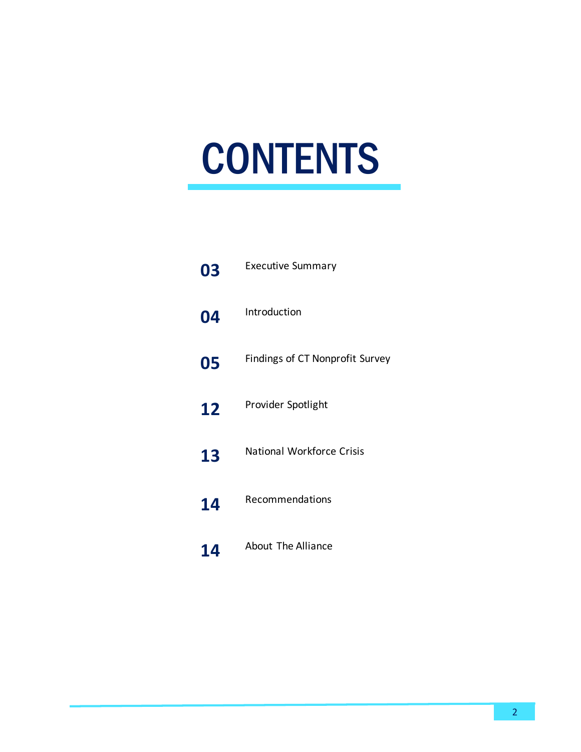# CONTENTS

| | |
|---|---|
| **03** | Executive Summary |
| **04** | Introduction |
| **05** | Findings of CT Nonprofit Survey |
| **12** | Provider Spotlight |
| **13** | National Workforce Crisis |
| **14** | Recommendations |
| **14** | About The Alliance |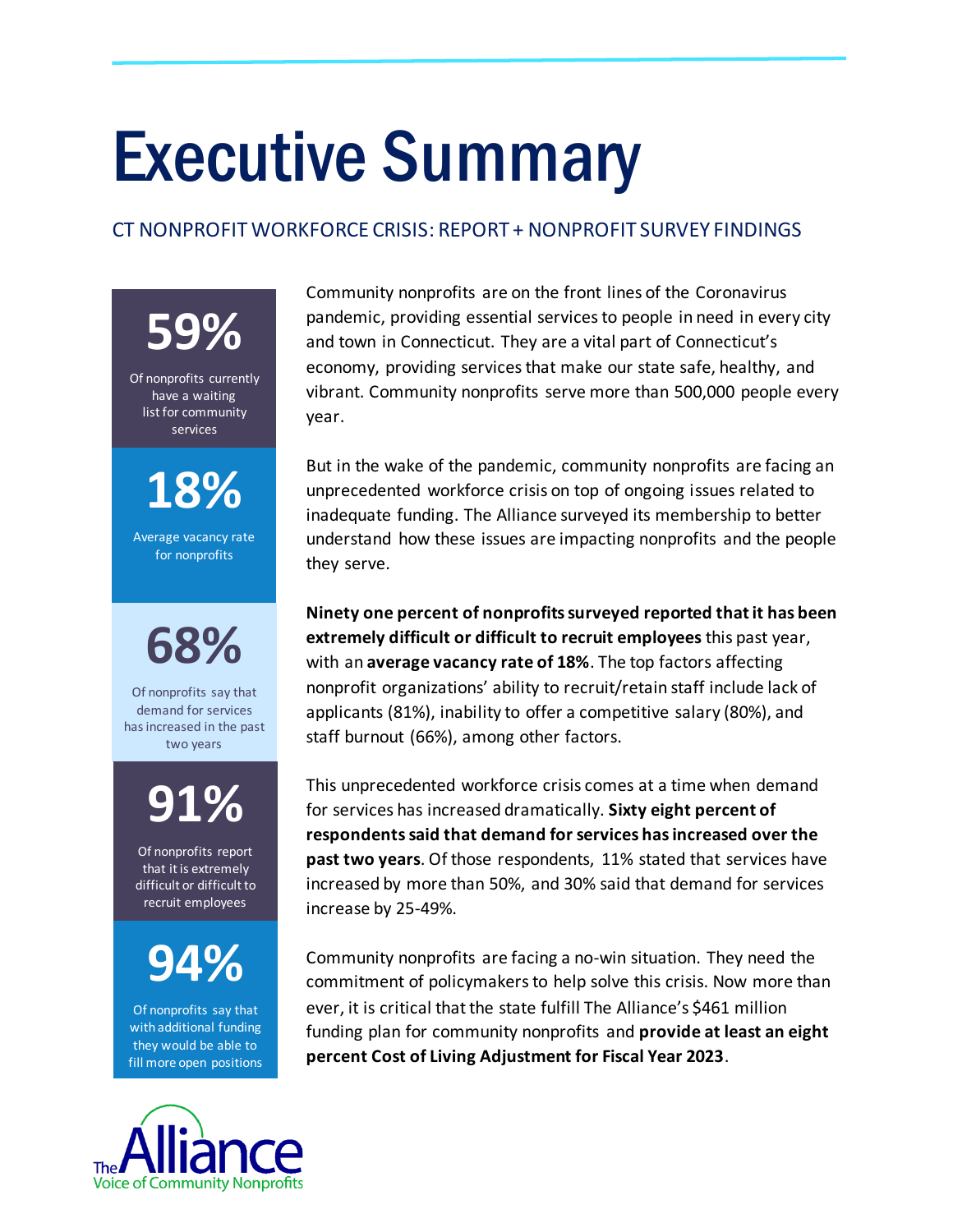# Executive Summary

CT NONPROFIT WORKFORCE CRISIS: REPORT + NONPROFIT SURVEY FINDINGS

**59%**

Of nonprofits currently have a waiting list for community services

**18%**

Average vacancy rate for nonprofits

**68%**

Of nonprofits say that demand for services has increased in the past two years

**91%**

Of nonprofits report that it is extremely difficult or difficult to recruit employees

**94%**

Of nonprofits say that with additional funding they would be able to fill more open positions

Community nonprofits are on the front lines of the Coronavirus pandemic, providing essential services to people in need in every city and town in Connecticut. They are a vital part of Connecticut's economy, providing services that make our state safe, healthy, and vibrant. Community nonprofits serve more than 500,000 people every year.

But in the wake of the pandemic, community nonprofits are facing an unprecedented workforce crisis on top of ongoing issues related to inadequate funding. The Alliance surveyed its membership to better understand how these issues are impacting nonprofits and the people they serve.

**Ninety one percent of nonprofits surveyed reported that it has been extremely difficult or difficult to recruit employees** this past year, with an **average vacancy rate of 18%**. The top factors affecting nonprofit organizations' ability to recruit/retain staff include lack of applicants (81%), inability to offer a competitive salary (80%), and staff burnout (66%), among other factors.

This unprecedented workforce crisis comes at a time when demand for services has increased dramatically. **Sixty eight percent of respondents said that demand for services has increased over the past two years**. Of those respondents, 11% stated that services have increased by more than 50%, and 30% said that demand for services increase by 25-49%.

Community nonprofits are facing a no-win situation. They need the commitment of policymakers to help solve this crisis. Now more than ever, it is critical that the state fulfill The Alliance's $461 million funding plan for community nonprofits and **provide at least an eight percent Cost of Living Adjustment for Fiscal Year 2023**.

The Alliance
Voice of Community Nonprofits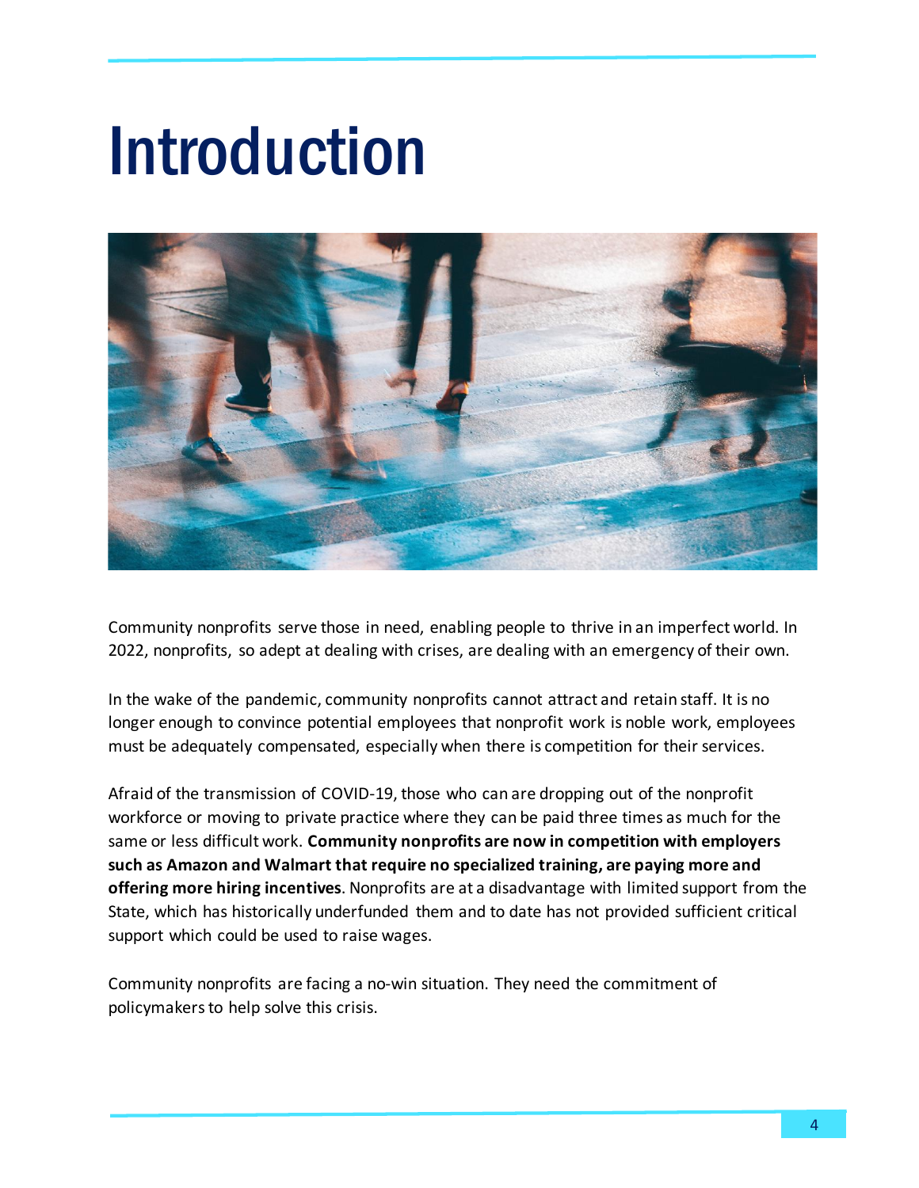# Introduction

Community nonprofits serve those in need, enabling people to thrive in an imperfect world. In 2022, nonprofits, so adept at dealing with crises, are dealing with an emergency of their own.

In the wake of the pandemic, community nonprofits cannot attract and retain staff. It is no longer enough to convince potential employees that nonprofit work is noble work, employees must be adequately compensated, especially when there is competition for their services.

Afraid of the transmission of COVID-19, those who can are dropping out of the nonprofit workforce or moving to private practice where they can be paid three times as much for the same or less difficult work. **Community nonprofits are now in competition with employers such as Amazon and Walmart that require no specialized training, are paying more and offering more hiring incentives**. Nonprofits are at a disadvantage with limited support from the State, which has historically underfunded them and to date has not provided sufficient critical support which could be used to raise wages.

Community nonprofits are facing a no-win situation. They need the commitment of policymakers to help solve this crisis.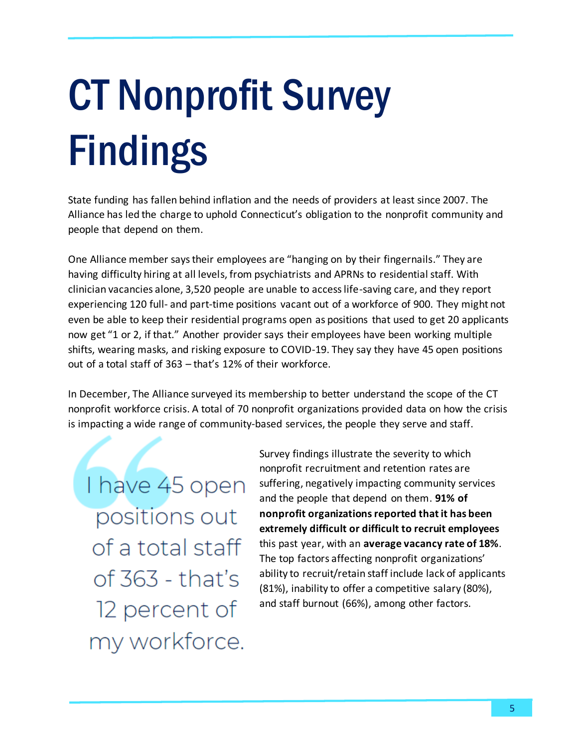# CT Nonprofit Survey Findings

State funding has fallen behind inflation and the needs of providers at least since 2007. The Alliance has led the charge to uphold Connecticut's obligation to the nonprofit community and people that depend on them.

One Alliance member says their employees are "hanging on by their fingernails." They are having difficulty hiring at all levels, from psychiatrists and APRNs to residential staff. With clinician vacancies alone, 3,520 people are unable to access life-saving care, and they report experiencing 120 full- and part-time positions vacant out of a workforce of 900. They might not even be able to keep their residential programs open as positions that used to get 20 applicants now get "1 or 2, if that." Another provider says their employees have been working multiple shifts, wearing masks, and risking exposure to COVID-19. They say they have 45 open positions out of a total staff of 363 – that's 12% of their workforce.

In December, The Alliance surveyed its membership to better understand the scope of the CT nonprofit workforce crisis. A total of 70 nonprofit organizations provided data on how the crisis is impacting a wide range of community-based services, the people they serve and staff.

> I have 45 open positions out of a total staff of 363 - that's 12 percent of my workforce.

Survey findings illustrate the severity to which nonprofit recruitment and retention rates are suffering, negatively impacting community services and the people that depend on them. **91% of nonprofit organizations reported that it has been extremely difficult or difficult to recruit employees** this past year, with an **average vacancy rate of 18%**. The top factors affecting nonprofit organizations' ability to recruit/retain staff include lack of applicants (81%), inability to offer a competitive salary (80%), and staff burnout (66%), among other factors.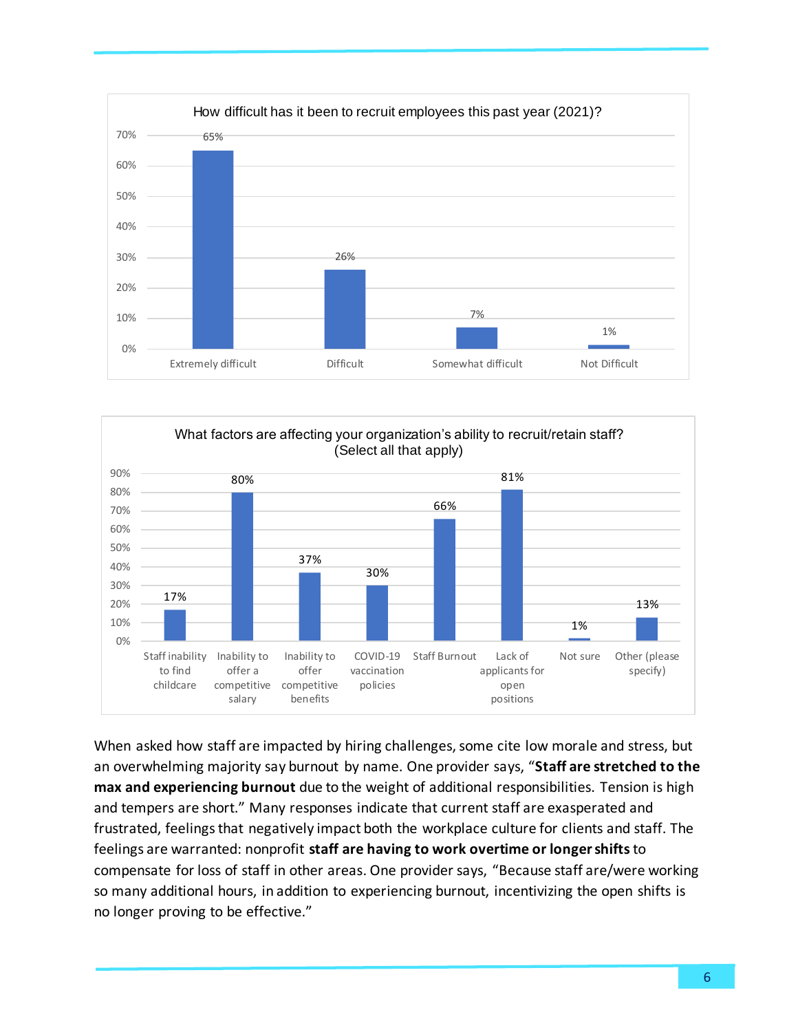**How difficult has it been to recruit employees this past year (2021)?**

| Response | Percent |
| --- | --- |
| Extremely difficult | 65% |
| Difficult | 26% |
| Somewhat difficult | 7% |
| Not Difficult | 1% |

**What factors are affecting your organization's ability to recruit/retain staff? (Select all that apply)**

| Factor | Percent |
| --- | --- |
| Staff inability to find childcare | 17% |
| Inability to offer a competitive salary | 80% |
| Inability to offer competitive benefits | 37% |
| COVID-19 vaccination policies | 30% |
| Staff Burnout | 66% |
| Lack of applicants for open positions | 81% |
| Not sure | 1% |
| Other (please specify) | 13% |

When asked how staff are impacted by hiring challenges, some cite low morale and stress, but an overwhelming majority say burnout by name. One provider says, "**Staff are stretched to the max and experiencing burnout** due to the weight of additional responsibilities. Tension is high and tempers are short." Many responses indicate that current staff are exasperated and frustrated, feelings that negatively impact both the workplace culture for clients and staff. The feelings are warranted: nonprofit **staff are having to work overtime or longer shifts** to compensate for loss of staff in other areas. One provider says, "Because staff are/were working so many additional hours, in addition to experiencing burnout, incentivizing the open shifts is no longer proving to be effective."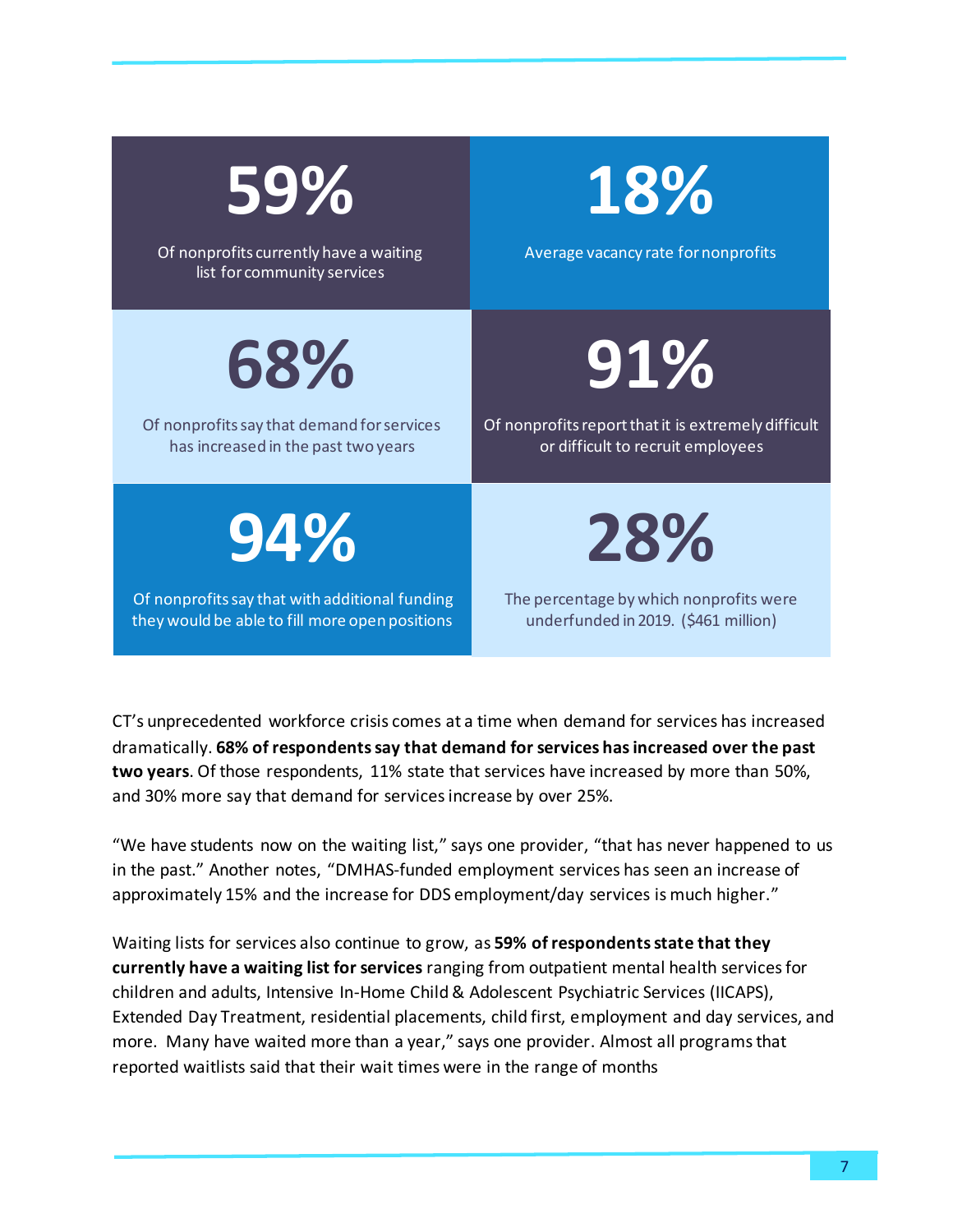**59%**

Of nonprofits currently have a waiting list for community services

**18%**

Average vacancy rate for nonprofits

**68%**

Of nonprofits say that demand for services has increased in the past two years

**91%**

Of nonprofits report that it is extremely difficult or difficult to recruit employees

**94%**

Of nonprofits say that with additional funding they would be able to fill more open positions

**28%**

The percentage by which nonprofits were underfunded in 2019. ($461 million)

CT's unprecedented workforce crisis comes at a time when demand for services has increased dramatically. **68% of respondents say that demand for services has increased over the past two years**. Of those respondents, 11% state that services have increased by more than 50%, and 30% more say that demand for services increase by over 25%.

"We have students now on the waiting list," says one provider, "that has never happened to us in the past." Another notes, "DMHAS-funded employment services has seen an increase of approximately 15% and the increase for DDS employment/day services is much higher."

Waiting lists for services also continue to grow, as **59% of respondents state that they currently have a waiting list for services** ranging from outpatient mental health services for children and adults, Intensive In-Home Child & Adolescent Psychiatric Services (IICAPS), Extended Day Treatment, residential placements, child first, employment and day services, and more. Many have waited more than a year," says one provider. Almost all programs that reported waitlists said that their wait times were in the range of months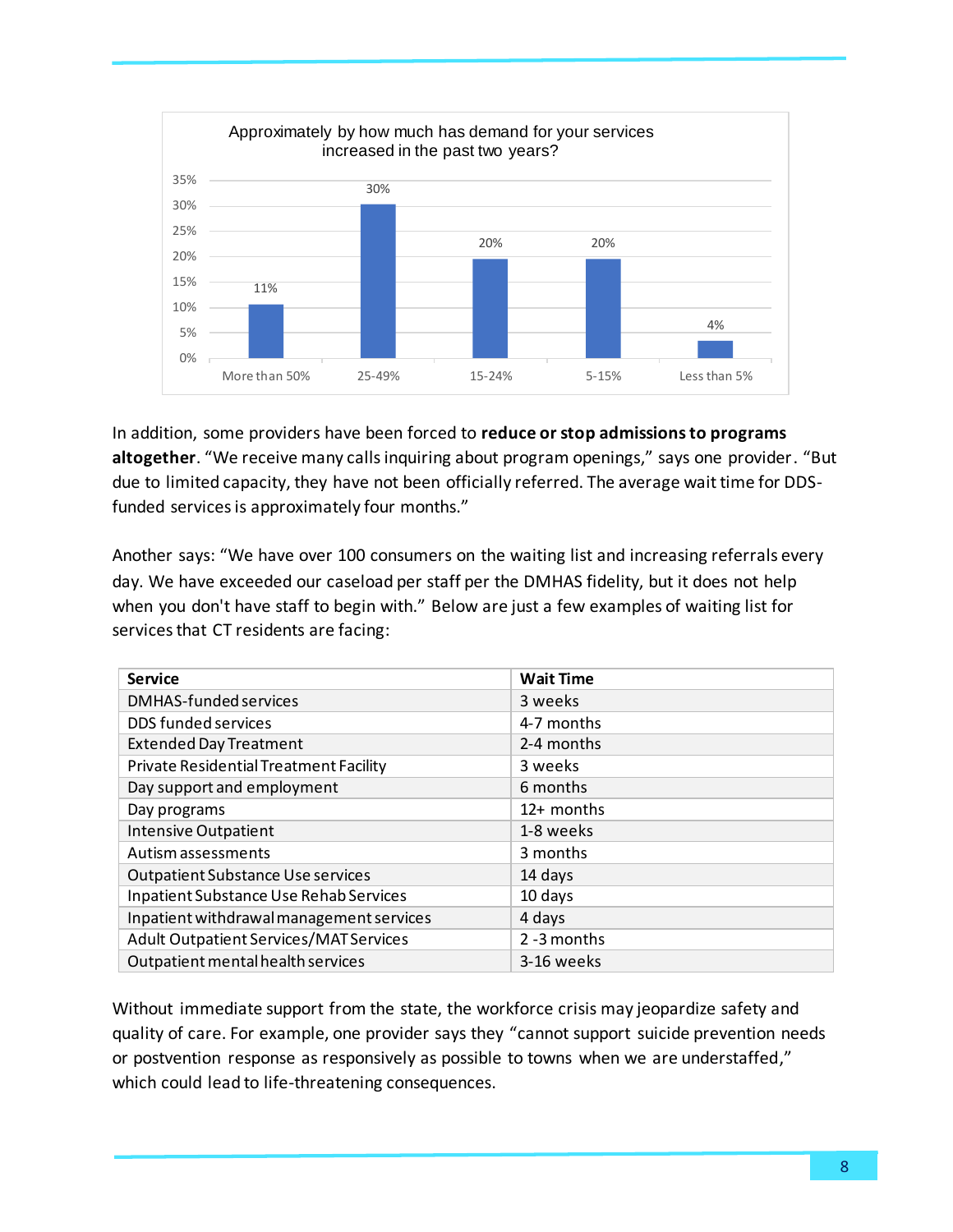Approximately by how much has demand for your services increased in the past two years?

| Increase | Percentage |
|---|---|
| More than 50% | 11% |
| 25-49% | 30% |
| 15-24% | 20% |
| 5-15% | 20% |
| Less than 5% | 4% |

In addition, some providers have been forced to **reduce or stop admissions to programs altogether**. "We receive many calls inquiring about program openings," says one provider. "But due to limited capacity, they have not been officially referred. The average wait time for DDS-funded services is approximately four months."

Another says: "We have over 100 consumers on the waiting list and increasing referrals every day. We have exceeded our caseload per staff per the DMHAS fidelity, but it does not help when you don't have staff to begin with." Below are just a few examples of waiting list for services that CT residents are facing:

| Service | Wait Time |
|---|---|
| DMHAS-funded services | 3 weeks |
| DDS funded services | 4-7 months |
| Extended Day Treatment | 2-4 months |
| Private Residential Treatment Facility | 3 weeks |
| Day support and employment | 6 months |
| Day programs | 12+ months |
| Intensive Outpatient | 1-8 weeks |
| Autism assessments | 3 months |
| Outpatient Substance Use services | 14 days |
| Inpatient Substance Use Rehab Services | 10 days |
| Inpatient withdrawal management services | 4 days |
| Adult Outpatient Services/MAT Services | 2 -3 months |
| Outpatient mental health services | 3-16 weeks |

Without immediate support from the state, the workforce crisis may jeopardize safety and quality of care. For example, one provider says they "cannot support suicide prevention needs or postvention response as responsively as possible to towns when we are understaffed," which could lead to life-threatening consequences.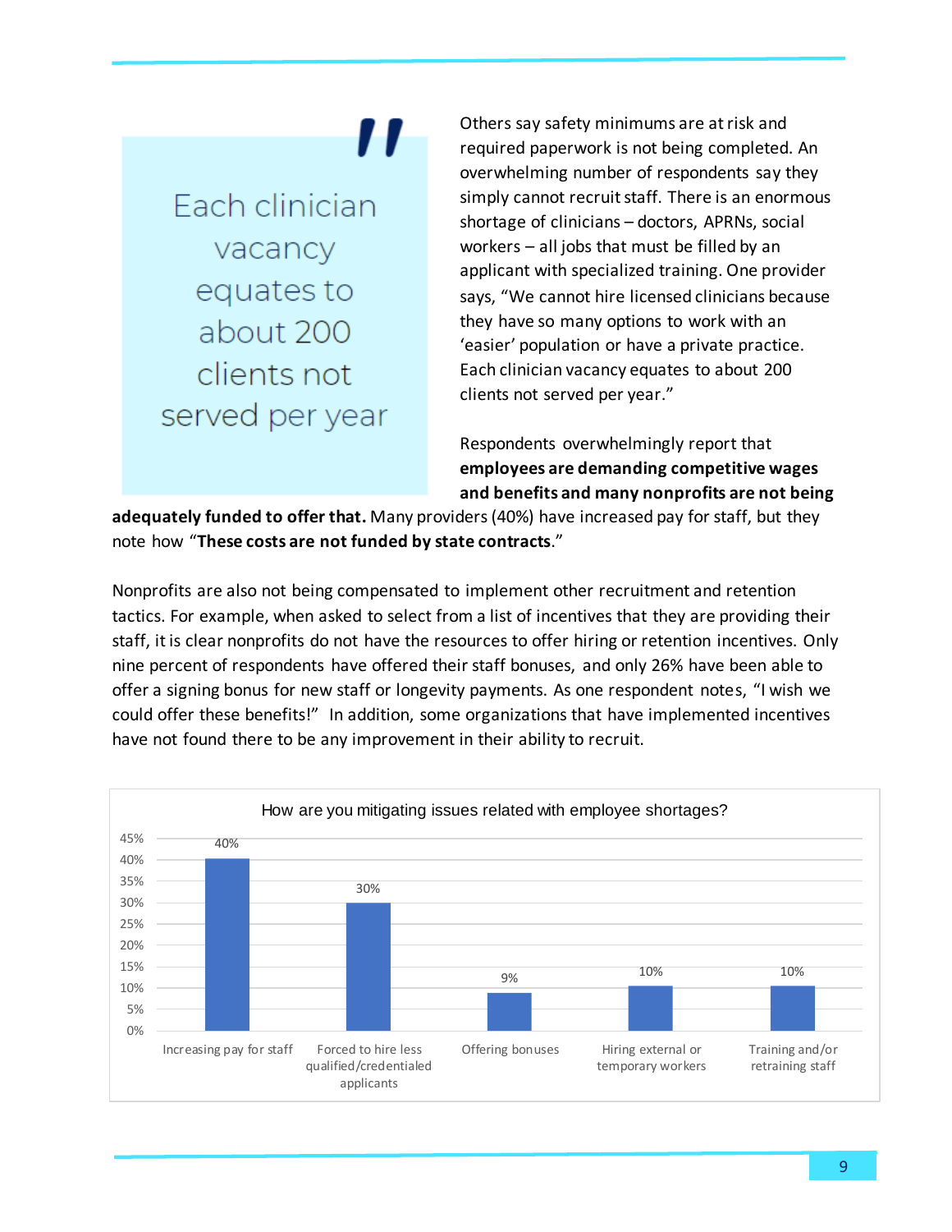> Each clinician vacancy equates to about 200 clients not served per year

Others say safety minimums are at risk and required paperwork is not being completed. An overwhelming number of respondents say they simply cannot recruit staff. There is an enormous shortage of clinicians – doctors, APRNs, social workers – all jobs that must be filled by an applicant with specialized training. One provider says, "We cannot hire licensed clinicians because they have so many options to work with an 'easier' population or have a private practice. Each clinician vacancy equates to about 200 clients not served per year."

Respondents overwhelmingly report that **employees are demanding competitive wages and benefits and many nonprofits are not being adequately funded to offer that.** Many providers (40%) have increased pay for staff, but they note how "**These costs are not funded by state contracts**."

Nonprofits are also not being compensated to implement other recruitment and retention tactics. For example, when asked to select from a list of incentives that they are providing their staff, it is clear nonprofits do not have the resources to offer hiring or retention incentives. Only nine percent of respondents have offered their staff bonuses, and only 26% have been able to offer a signing bonus for new staff or longevity payments. As one respondent notes, "I wish we could offer these benefits!" In addition, some organizations that have implemented incentives have not found there to be any improvement in their ability to recruit.

**How are you mitigating issues related with employee shortages?**

| Response | Percent |
| --- | --- |
| Increasing pay for staff | 40% |
| Forced to hire less qualified/credentialed applicants | 30% |
| Offering bonuses | 9% |
| Hiring external or temporary workers | 10% |
| Training and/or retraining staff | 10% |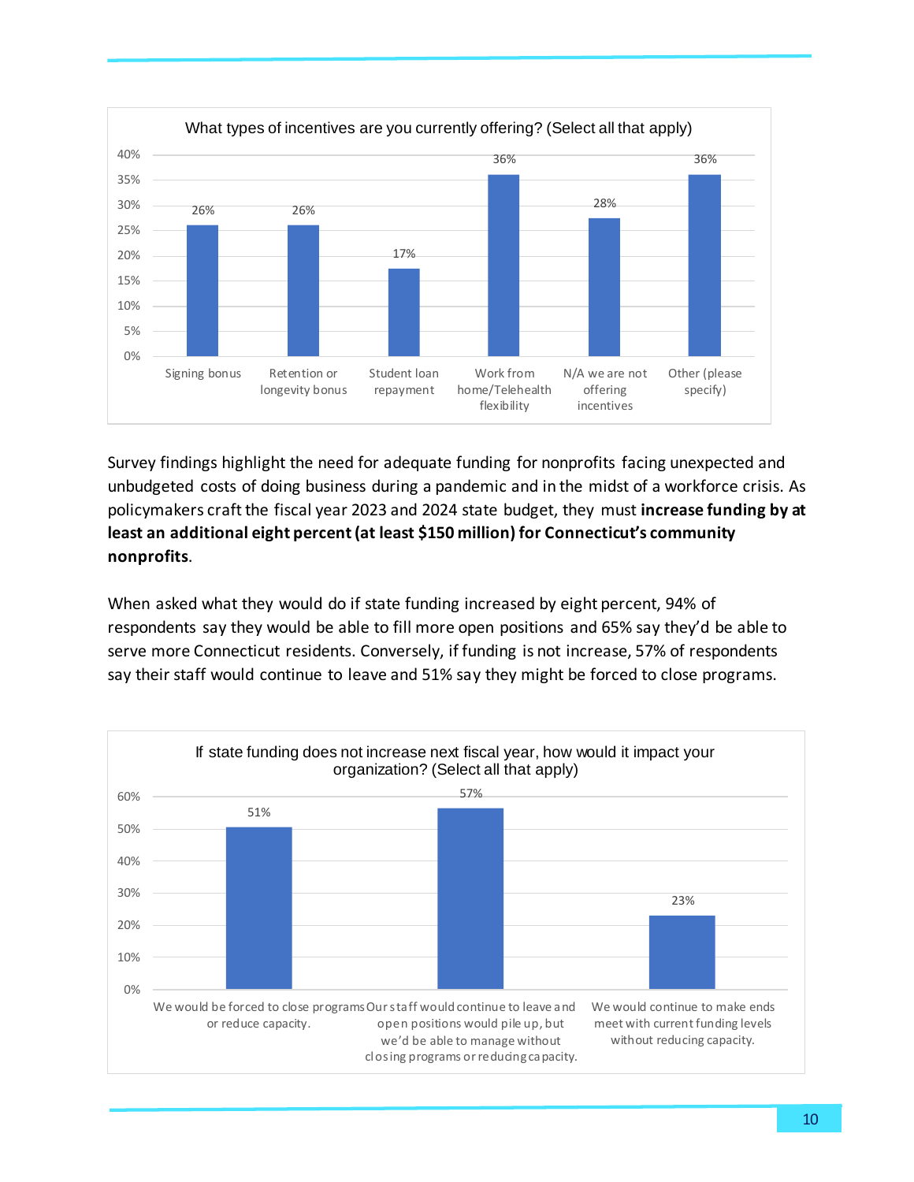**What types of incentives are you currently offering? (Select all that apply)**

| Incentive | Percentage |
| --- | --- |
| Signing bonus | 26% |
| Retention or longevity bonus | 26% |
| Student loan repayment | 17% |
| Work from home/Telehealth flexibility | 36% |
| N/A we are not offering incentives | 28% |
| Other (please specify) | 36% |

Survey findings highlight the need for adequate funding for nonprofits facing unexpected and unbudgeted costs of doing business during a pandemic and in the midst of a workforce crisis. As policymakers craft the fiscal year 2023 and 2024 state budget, they must **increase funding by at least an additional eight percent (at least $150 million) for Connecticut's community nonprofits**.

When asked what they would do if state funding increased by eight percent, 94% of respondents say they would be able to fill more open positions and 65% say they'd be able to serve more Connecticut residents. Conversely, if funding is not increase, 57% of respondents say their staff would continue to leave and 51% say they might be forced to close programs.

**If state funding does not increase next fiscal year, how would it impact your organization? (Select all that apply)**

| Impact | Percentage |
| --- | --- |
| We would be forced to close programs or reduce capacity. | 51% |
| Our staff would continue to leave and open positions would pile up, but we'd be able to manage without closing programs or reducing capacity. | 57% |
| We would continue to make ends meet with current funding levels without reducing capacity. | 23% |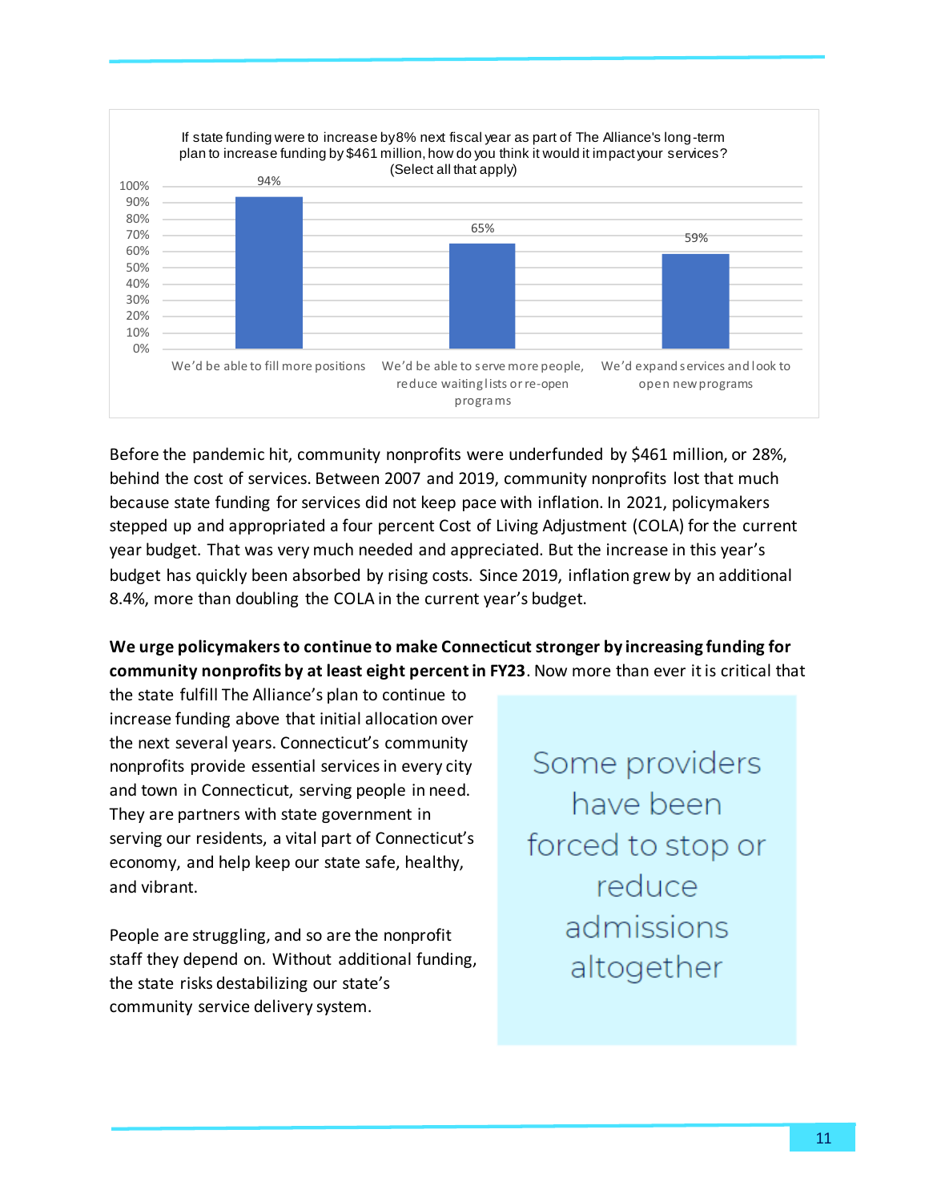If state funding were to increase by 8% next fiscal year as part of The Alliance's long-term plan to increase funding by $461 million, how do you think it would it impact your services? (Select all that apply)

| Response | Percent |
| --- | --- |
| We'd be able to fill more positions | 94% |
| We'd be able to serve more people, reduce waiting lists or re-open programs | 65% |
| We'd expand services and look to open new programs | 59% |

Before the pandemic hit, community nonprofits were underfunded by $461 million, or 28%, behind the cost of services. Between 2007 and 2019, community nonprofits lost that much because state funding for services did not keep pace with inflation. In 2021, policymakers stepped up and appropriated a four percent Cost of Living Adjustment (COLA) for the current year budget. That was very much needed and appreciated. But the increase in this year's budget has quickly been absorbed by rising costs. Since 2019, inflation grew by an additional 8.4%, more than doubling the COLA in the current year's budget.

**We urge policymakers to continue to make Connecticut stronger by increasing funding for community nonprofits by at least eight percent in FY23**. Now more than ever it is critical that the state fulfill The Alliance's plan to continue to increase funding above that initial allocation over the next several years. Connecticut's community nonprofits provide essential services in every city and town in Connecticut, serving people in need. They are partners with state government in serving our residents, a vital part of Connecticut's economy, and help keep our state safe, healthy, and vibrant.

People are struggling, and so are the nonprofit staff they depend on. Without additional funding, the state risks destabilizing our state's community service delivery system.

> Some providers have been forced to stop or reduce admissions altogether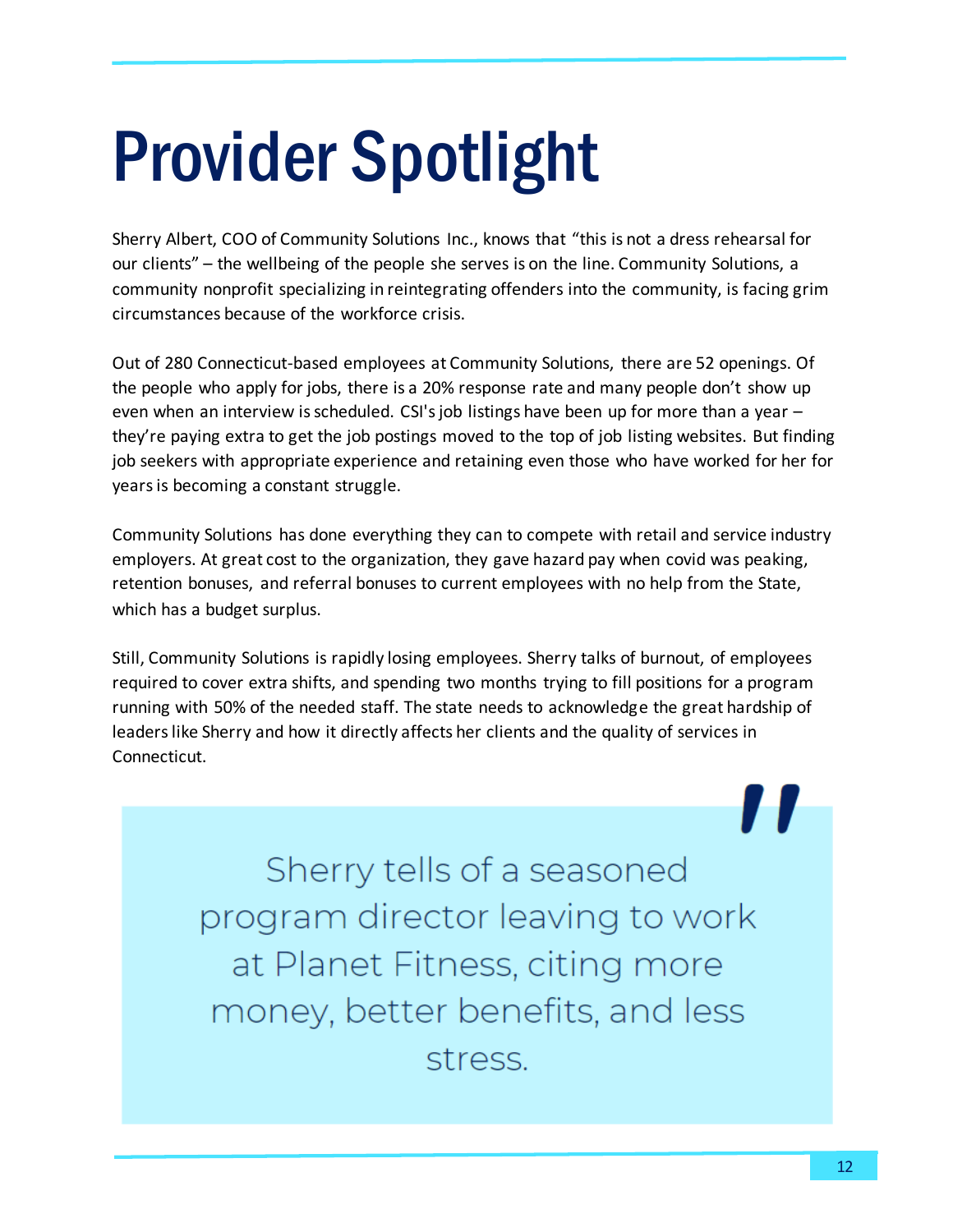# Provider Spotlight

Sherry Albert, COO of Community Solutions Inc., knows that “this is not a dress rehearsal for our clients” – the wellbeing of the people she serves is on the line. Community Solutions, a community nonprofit specializing in reintegrating offenders into the community, is facing grim circumstances because of the workforce crisis.

Out of 280 Connecticut-based employees at Community Solutions, there are 52 openings. Of the people who apply for jobs, there is a 20% response rate and many people don’t show up even when an interview is scheduled. CSI's job listings have been up for more than a year – they’re paying extra to get the job postings moved to the top of job listing websites. But finding job seekers with appropriate experience and retaining even those who have worked for her for years is becoming a constant struggle.

Community Solutions has done everything they can to compete with retail and service industry employers. At great cost to the organization, they gave hazard pay when covid was peaking, retention bonuses, and referral bonuses to current employees with no help from the State, which has a budget surplus.

Still, Community Solutions is rapidly losing employees. Sherry talks of burnout, of employees required to cover extra shifts, and spending two months trying to fill positions for a program running with 50% of the needed staff. The state needs to acknowledge the great hardship of leaders like Sherry and how it directly affects her clients and the quality of services in Connecticut.

> Sherry tells of a seasoned program director leaving to work at Planet Fitness, citing more money, better benefits, and less stress.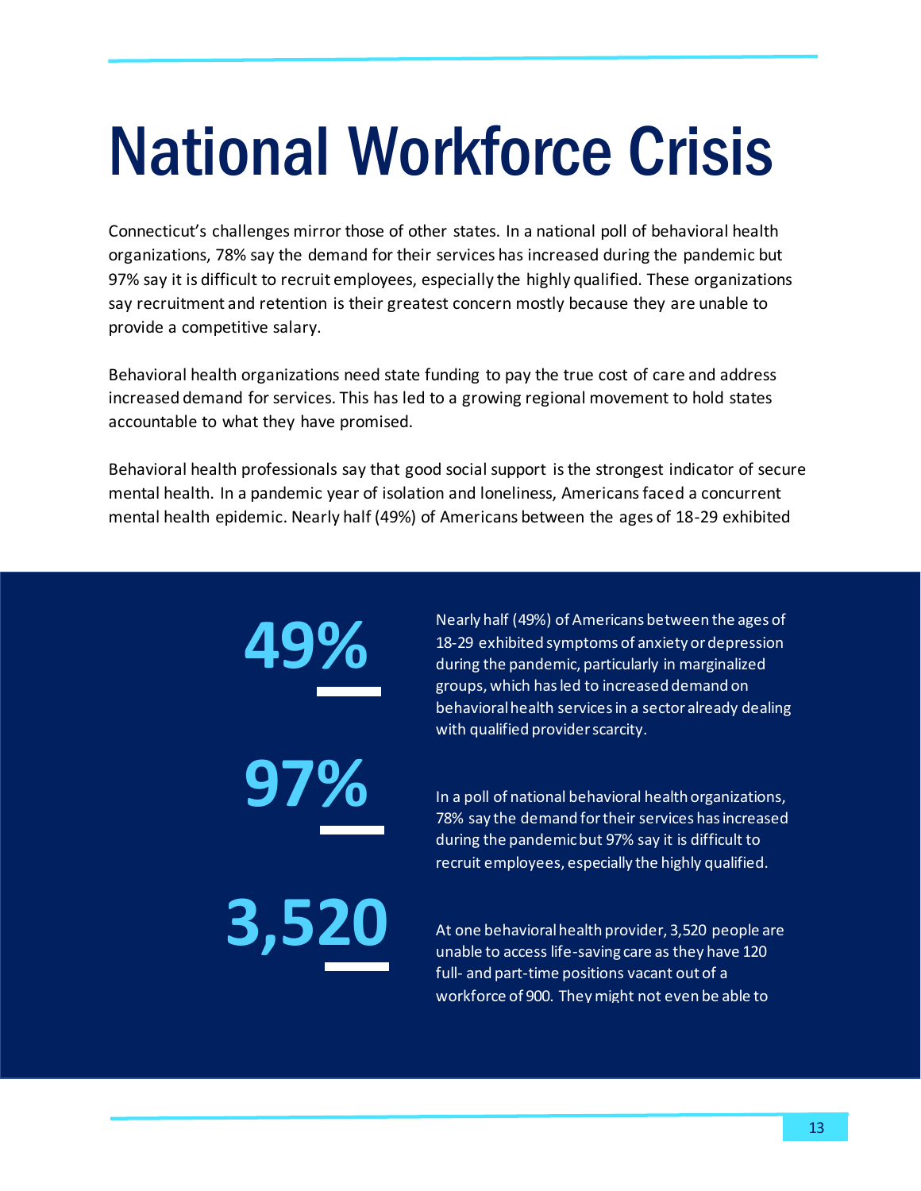# National Workforce Crisis

Connecticut's challenges mirror those of other states. In a national poll of behavioral health organizations, 78% say the demand for their services has increased during the pandemic but 97% say it is difficult to recruit employees, especially the highly qualified. These organizations say recruitment and retention is their greatest concern mostly because they are unable to provide a competitive salary.

Behavioral health organizations need state funding to pay the true cost of care and address increased demand for services. This has led to a growing regional movement to hold states accountable to what they have promised.

Behavioral health professionals say that good social support is the strongest indicator of secure mental health. In a pandemic year of isolation and loneliness, Americans faced a concurrent mental health epidemic. Nearly half (49%) of Americans between the ages of 18-29 exhibited

**49%**

Nearly half (49%) of Americans between the ages of 18-29 exhibited symptoms of anxiety or depression during the pandemic, particularly in marginalized groups, which has led to increased demand on behavioral health services in a sector already dealing with qualified provider scarcity.

**97%**

In a poll of national behavioral health organizations, 78% say the demand for their services has increased during the pandemic but 97% say it is difficult to recruit employees, especially the highly qualified.

**3,520**

At one behavioral health provider, 3,520 people are unable to access life-saving care as they have 120 full- and part-time positions vacant out of a workforce of 900. They might not even be able to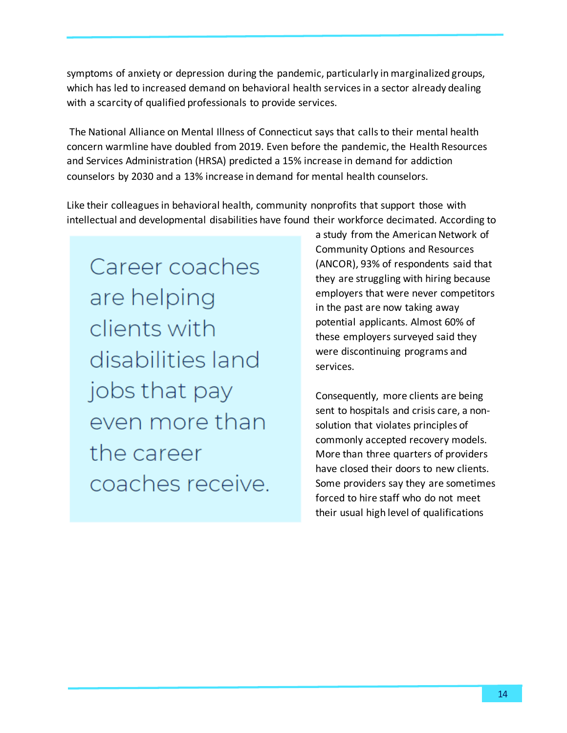symptoms of anxiety or depression during the pandemic, particularly in marginalized groups, which has led to increased demand on behavioral health services in a sector already dealing with a scarcity of qualified professionals to provide services.

The National Alliance on Mental Illness of Connecticut says that calls to their mental health concern warmline have doubled from 2019. Even before the pandemic, the Health Resources and Services Administration (HRSA) predicted a 15% increase in demand for addiction counselors by 2030 and a 13% increase in demand for mental health counselors.

Like their colleagues in behavioral health, community nonprofits that support those with intellectual and developmental disabilities have found their workforce decimated. According to a study from the American Network of Community Options and Resources (ANCOR), 93% of respondents said that they are struggling with hiring because employers that were never competitors in the past are now taking away potential applicants. Almost 60% of these employers surveyed said they were discontinuing programs and services.

> Career coaches are helping clients with disabilities land jobs that pay even more than the career coaches receive.

Consequently, more clients are being sent to hospitals and crisis care, a non-solution that violates principles of commonly accepted recovery models. More than three quarters of providers have closed their doors to new clients. Some providers say they are sometimes forced to hire staff who do not meet their usual high level of qualifications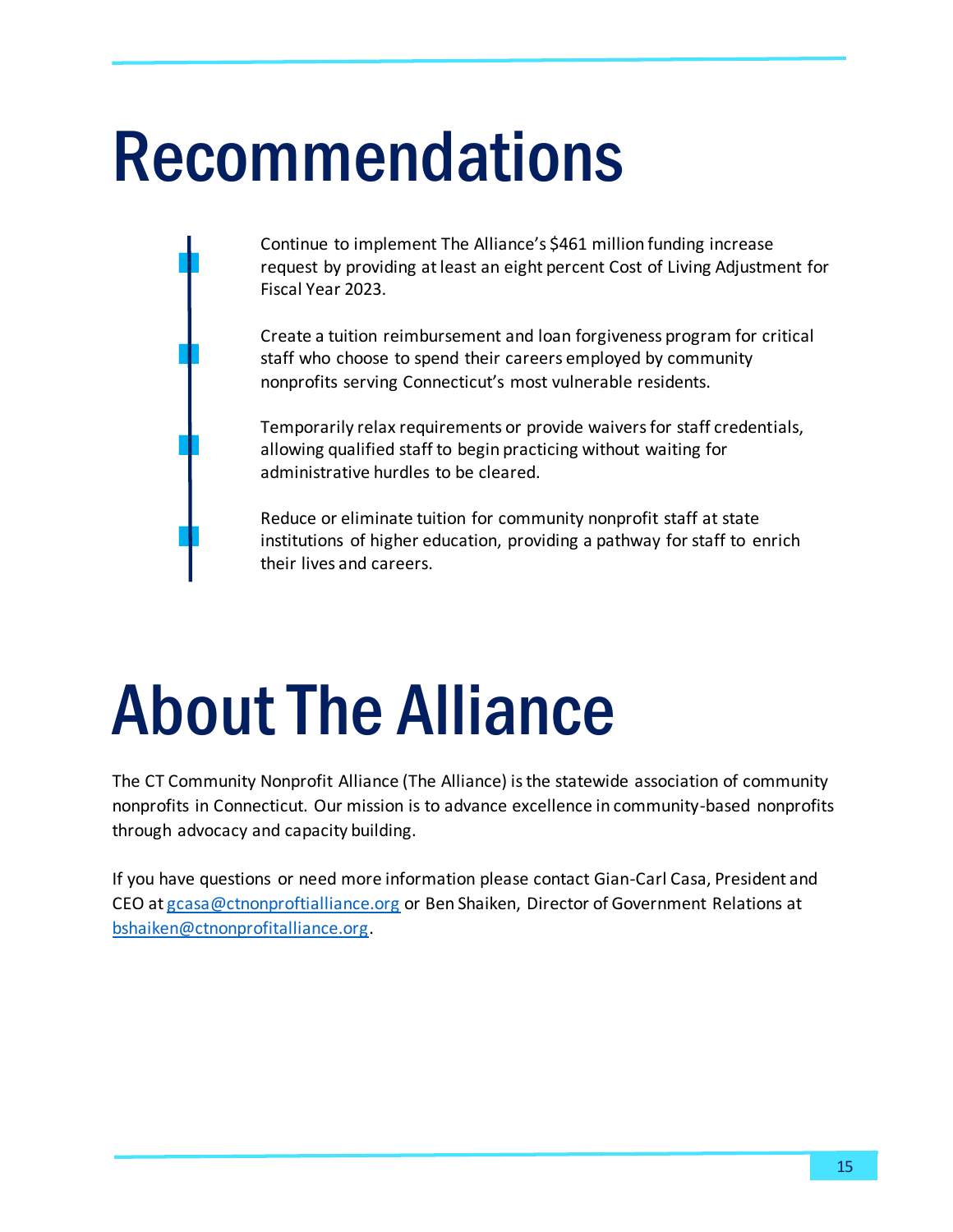# Recommendations

- Continue to implement The Alliance's $461 million funding increase request by providing at least an eight percent Cost of Living Adjustment for Fiscal Year 2023.
- Create a tuition reimbursement and loan forgiveness program for critical staff who choose to spend their careers employed by community nonprofits serving Connecticut's most vulnerable residents.
- Temporarily relax requirements or provide waivers for staff credentials, allowing qualified staff to begin practicing without waiting for administrative hurdles to be cleared.
- Reduce or eliminate tuition for community nonprofit staff at state institutions of higher education, providing a pathway for staff to enrich their lives and careers.

# About The Alliance

The CT Community Nonprofit Alliance (The Alliance) is the statewide association of community nonprofits in Connecticut. Our mission is to advance excellence in community-based nonprofits through advocacy and capacity building.

If you have questions or need more information please contact Gian-Carl Casa, President and CEO at gcasa@ctnonproftialliance.org or Ben Shaiken, Director of Government Relations at bshaiken@ctnonprofitalliance.org.